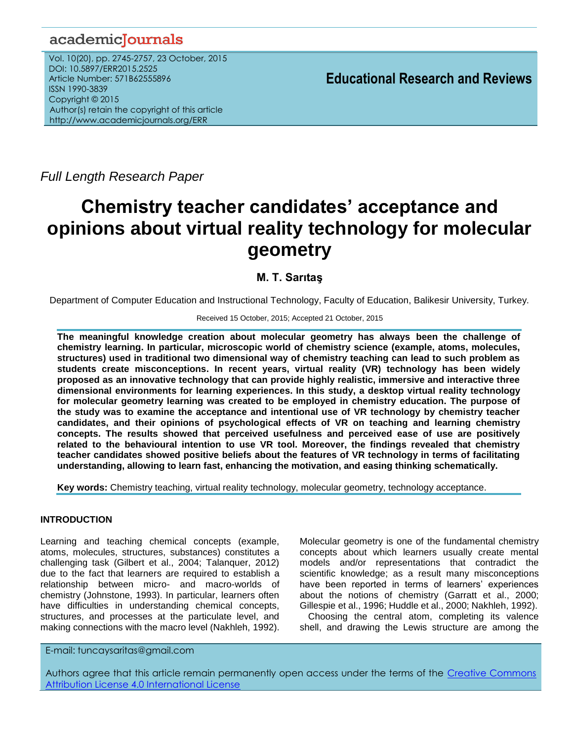academicJournals

Vol. 10(20), pp. 2745-2757, 23 October, 2015
DOI: 10.5897/ERR2015.2525
Article Number: 571B62555896
ISSN 1990-3839
Copyright © 2015
Author(s) retain the copyright of this article
http://www.academicjournals.org/ERR

**Educational Research and Reviews**

*Full Length Research Paper*

# Chemistry teacher candidates' acceptance and opinions about virtual reality technology for molecular geometry

**M. T. Sarıtaş**

Department of Computer Education and Instructional Technology, Faculty of Education, Balikesir University, Turkey.

Received 15 October, 2015; Accepted 21 October, 2015

**The meaningful knowledge creation about molecular geometry has always been the challenge of chemistry learning. In particular, microscopic world of chemistry science (example, atoms, molecules, structures) used in traditional two dimensional way of chemistry teaching can lead to such problem as students create misconceptions. In recent years, virtual reality (VR) technology has been widely proposed as an innovative technology that can provide highly realistic, immersive and interactive three dimensional environments for learning experiences. In this study, a desktop virtual reality technology for molecular geometry learning was created to be employed in chemistry education. The purpose of the study was to examine the acceptance and intentional use of VR technology by chemistry teacher candidates, and their opinions of psychological effects of VR on teaching and learning chemistry concepts. The results showed that perceived usefulness and perceived ease of use are positively related to the behavioural intention to use VR tool. Moreover, the findings revealed that chemistry teacher candidates showed positive beliefs about the features of VR technology in terms of facilitating understanding, allowing to learn fast, enhancing the motivation, and easing thinking schematically.**

**Key words:** Chemistry teaching, virtual reality technology, molecular geometry, technology acceptance.

## INTRODUCTION

Learning and teaching chemical concepts (example, atoms, molecules, structures, substances) constitutes a challenging task (Gilbert et al., 2004; Talanquer, 2012) due to the fact that learners are required to establish a relationship between micro- and macro-worlds of chemistry (Johnstone, 1993). In particular, learners often have difficulties in understanding chemical concepts, structures, and processes at the particulate level, and making connections with the macro level (Nakhleh, 1992).

Molecular geometry is one of the fundamental chemistry concepts about which learners usually create mental models and/or representations that contradict the scientific knowledge; as a result many misconceptions have been reported in terms of learners' experiences about the notions of chemistry (Garratt et al., 2000; Gillespie et al., 1996; Huddle et al., 2000; Nakhleh, 1992).

Choosing the central atom, completing its valence shell, and drawing the Lewis structure are among the

E-mail: tuncaysaritas@gmail.com

Authors agree that this article remain permanently open access under the terms of the Creative Commons Attribution License 4.0 International License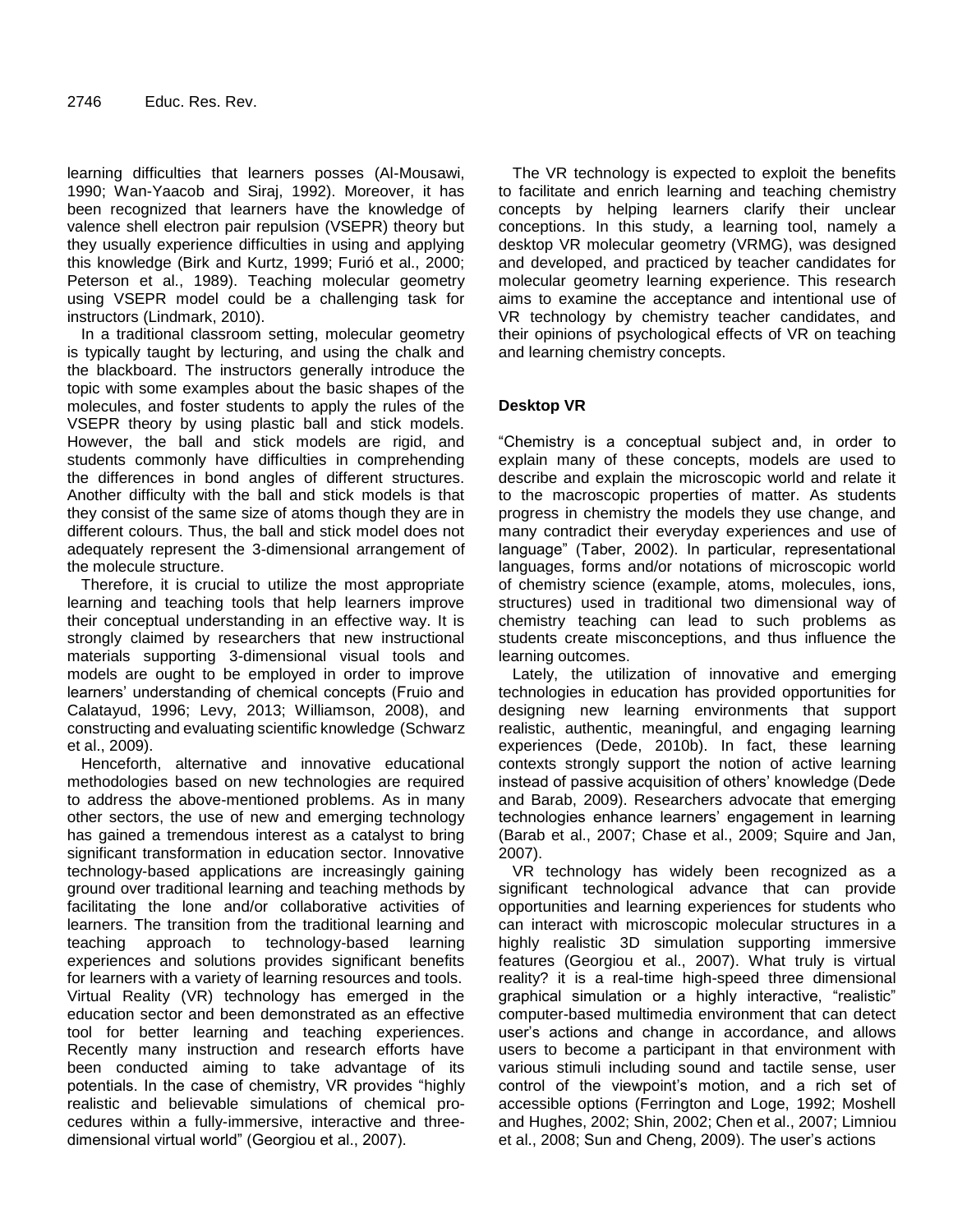learning difficulties that learners posses (Al-Mousawi, 1990; Wan-Yaacob and Siraj, 1992). Moreover, it has been recognized that learners have the knowledge of valence shell electron pair repulsion (VSEPR) theory but they usually experience difficulties in using and applying this knowledge (Birk and Kurtz, 1999; Furió et al., 2000; Peterson et al., 1989). Teaching molecular geometry using VSEPR model could be a challenging task for instructors (Lindmark, 2010).

In a traditional classroom setting, molecular geometry is typically taught by lecturing, and using the chalk and the blackboard. The instructors generally introduce the topic with some examples about the basic shapes of the molecules, and foster students to apply the rules of the VSEPR theory by using plastic ball and stick models. However, the ball and stick models are rigid, and students commonly have difficulties in comprehending the differences in bond angles of different structures. Another difficulty with the ball and stick models is that they consist of the same size of atoms though they are in different colours. Thus, the ball and stick model does not adequately represent the 3-dimensional arrangement of the molecule structure.

Therefore, it is crucial to utilize the most appropriate learning and teaching tools that help learners improve their conceptual understanding in an effective way. It is strongly claimed by researchers that new instructional materials supporting 3-dimensional visual tools and models are ought to be employed in order to improve learners' understanding of chemical concepts (Fruio and Calatayud, 1996; Levy, 2013; Williamson, 2008), and constructing and evaluating scientific knowledge (Schwarz et al., 2009).

Henceforth, alternative and innovative educational methodologies based on new technologies are required to address the above-mentioned problems. As in many other sectors, the use of new and emerging technology has gained a tremendous interest as a catalyst to bring significant transformation in education sector. Innovative technology-based applications are increasingly gaining ground over traditional learning and teaching methods by facilitating the lone and/or collaborative activities of learners. The transition from the traditional learning and teaching approach to technology-based learning experiences and solutions provides significant benefits for learners with a variety of learning resources and tools. Virtual Reality (VR) technology has emerged in the education sector and been demonstrated as an effective tool for better learning and teaching experiences. Recently many instruction and research efforts have been conducted aiming to take advantage of its potentials. In the case of chemistry, VR provides "highly realistic and believable simulations of chemical procedures within a fully-immersive, interactive and three-dimensional virtual world" (Georgiou et al., 2007).

The VR technology is expected to exploit the benefits to facilitate and enrich learning and teaching chemistry concepts by helping learners clarify their unclear conceptions. In this study, a learning tool, namely a desktop VR molecular geometry (VRMG), was designed and developed, and practiced by teacher candidates for molecular geometry learning experience. This research aims to examine the acceptance and intentional use of VR technology by chemistry teacher candidates, and their opinions of psychological effects of VR on teaching and learning chemistry concepts.

## Desktop VR

"Chemistry is a conceptual subject and, in order to explain many of these concepts, models are used to describe and explain the microscopic world and relate it to the macroscopic properties of matter. As students progress in chemistry the models they use change, and many contradict their everyday experiences and use of language" (Taber, 2002). In particular, representational languages, forms and/or notations of microscopic world of chemistry science (example, atoms, molecules, ions, structures) used in traditional two dimensional way of chemistry teaching can lead to such problems as students create misconceptions, and thus influence the learning outcomes.

Lately, the utilization of innovative and emerging technologies in education has provided opportunities for designing new learning environments that support realistic, authentic, meaningful, and engaging learning experiences (Dede, 2010b). In fact, these learning contexts strongly support the notion of active learning instead of passive acquisition of others' knowledge (Dede and Barab, 2009). Researchers advocate that emerging technologies enhance learners' engagement in learning (Barab et al., 2007; Chase et al., 2009; Squire and Jan, 2007).

VR technology has widely been recognized as a significant technological advance that can provide opportunities and learning experiences for students who can interact with microscopic molecular structures in a highly realistic 3D simulation supporting immersive features (Georgiou et al., 2007). What truly is virtual reality? it is a real-time high-speed three dimensional graphical simulation or a highly interactive, "realistic" computer-based multimedia environment that can detect user's actions and change in accordance, and allows users to become a participant in that environment with various stimuli including sound and tactile sense, user control of the viewpoint's motion, and a rich set of accessible options (Ferrington and Loge, 1992; Moshell and Hughes, 2002; Shin, 2002; Chen et al., 2007; Limniou et al., 2008; Sun and Cheng, 2009). The user's actions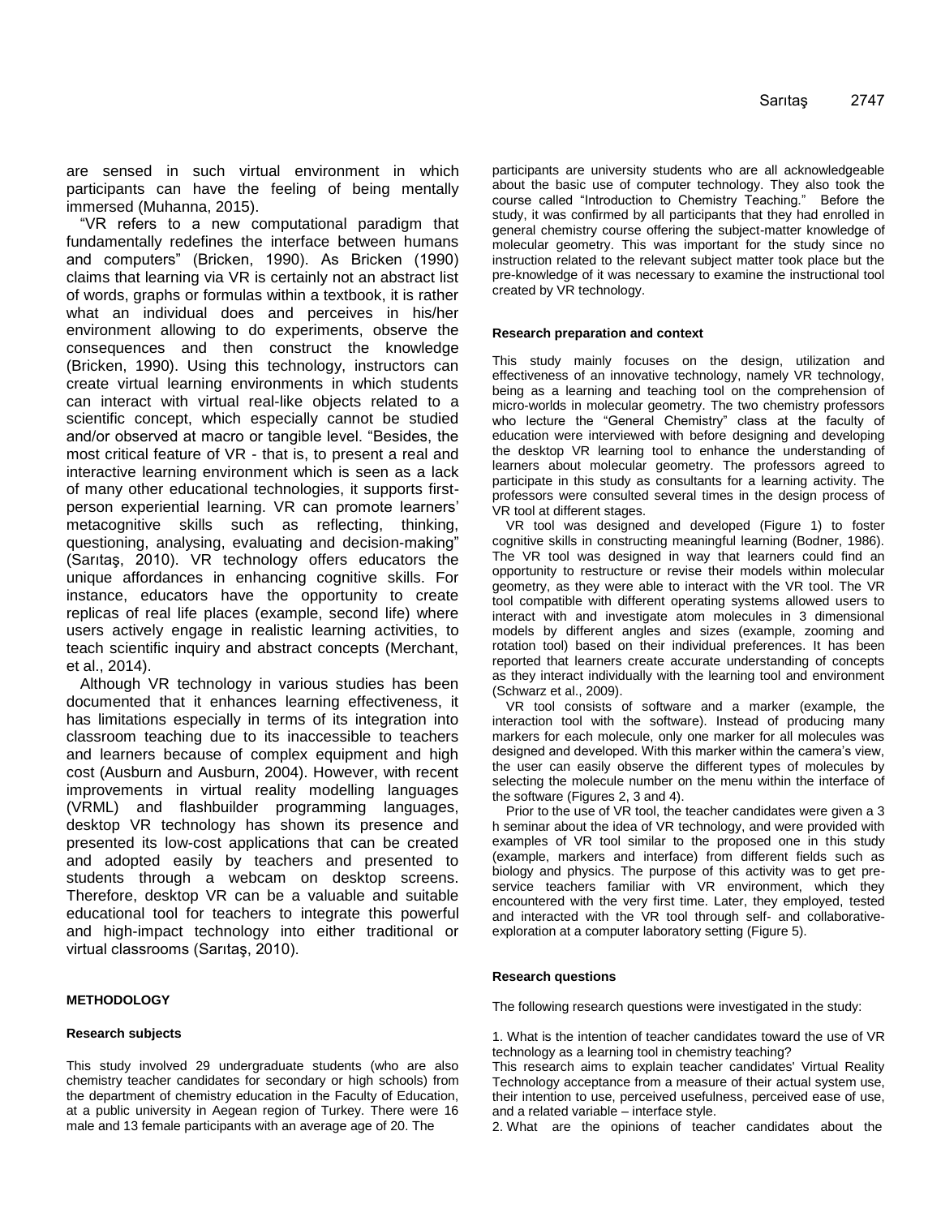are sensed in such virtual environment in which participants can have the feeling of being mentally immersed (Muhanna, 2015).

"VR refers to a new computational paradigm that fundamentally redefines the interface between humans and computers" (Bricken, 1990). As Bricken (1990) claims that learning via VR is certainly not an abstract list of words, graphs or formulas within a textbook, it is rather what an individual does and perceives in his/her environment allowing to do experiments, observe the consequences and then construct the knowledge (Bricken, 1990). Using this technology, instructors can create virtual learning environments in which students can interact with virtual real-like objects related to a scientific concept, which especially cannot be studied and/or observed at macro or tangible level. "Besides, the most critical feature of VR - that is, to present a real and interactive learning environment which is seen as a lack of many other educational technologies, it supports first-person experiential learning. VR can promote learners' metacognitive skills such as reflecting, thinking, questioning, analysing, evaluating and decision-making" (Sarıtaş, 2010). VR technology offers educators the unique affordances in enhancing cognitive skills. For instance, educators have the opportunity to create replicas of real life places (example, second life) where users actively engage in realistic learning activities, to teach scientific inquiry and abstract concepts (Merchant, et al., 2014).

Although VR technology in various studies has been documented that it enhances learning effectiveness, it has limitations especially in terms of its integration into classroom teaching due to its inaccessible to teachers and learners because of complex equipment and high cost (Ausburn and Ausburn, 2004). However, with recent improvements in virtual reality modelling languages (VRML) and flashbuilder programming languages, desktop VR technology has shown its presence and presented its low-cost applications that can be created and adopted easily by teachers and presented to students through a webcam on desktop screens. Therefore, desktop VR can be a valuable and suitable educational tool for teachers to integrate this powerful and high-impact technology into either traditional or virtual classrooms (Sarıtaş, 2010).

## METHODOLOGY

### Research subjects

This study involved 29 undergraduate students (who are also chemistry teacher candidates for secondary or high schools) from the department of chemistry education in the Faculty of Education, at a public university in Aegean region of Turkey. There were 16 male and 13 female participants with an average age of 20. The participants are university students who are all acknowledgeable about the basic use of computer technology. They also took the course called "Introduction to Chemistry Teaching." Before the study, it was confirmed by all participants that they had enrolled in general chemistry course offering the subject-matter knowledge of molecular geometry. This was important for the study since no instruction related to the relevant subject matter took place but the pre-knowledge of it was necessary to examine the instructional tool created by VR technology.

### Research preparation and context

This study mainly focuses on the design, utilization and effectiveness of an innovative technology, namely VR technology, being as a learning and teaching tool on the comprehension of micro-worlds in molecular geometry. The two chemistry professors who lecture the "General Chemistry" class at the faculty of education were interviewed with before designing and developing the desktop VR learning tool to enhance the understanding of learners about molecular geometry. The professors agreed to participate in this study as consultants for a learning activity. The professors were consulted several times in the design process of VR tool at different stages.

VR tool was designed and developed (Figure 1) to foster cognitive skills in constructing meaningful learning (Bodner, 1986). The VR tool was designed in way that learners could find an opportunity to restructure or revise their models within molecular geometry, as they were able to interact with the VR tool. The VR tool compatible with different operating systems allowed users to interact with and investigate atom molecules in 3 dimensional models by different angles and sizes (example, zooming and rotation tool) based on their individual preferences. It has been reported that learners create accurate understanding of concepts as they interact individually with the learning tool and environment (Schwarz et al., 2009).

VR tool consists of software and a marker (example, the interaction tool with the software). Instead of producing many markers for each molecule, only one marker for all molecules was designed and developed. With this marker within the camera's view, the user can easily observe the different types of molecules by selecting the molecule number on the menu within the interface of the software (Figures 2, 3 and 4).

Prior to the use of VR tool, the teacher candidates were given a 3 h seminar about the idea of VR technology, and were provided with examples of VR tool similar to the proposed one in this study (example, markers and interface) from different fields such as biology and physics. The purpose of this activity was to get pre-service teachers familiar with VR environment, which they encountered with the very first time. Later, they employed, tested and interacted with the VR tool through self- and collaborative-exploration at a computer laboratory setting (Figure 5).

### Research questions

The following research questions were investigated in the study:

1. What is the intention of teacher candidates toward the use of VR technology as a learning tool in chemistry teaching?

This research aims to explain teacher candidates' Virtual Reality Technology acceptance from a measure of their actual system use, their intention to use, perceived usefulness, perceived ease of use, and a related variable – interface style.

2. What are the opinions of teacher candidates about the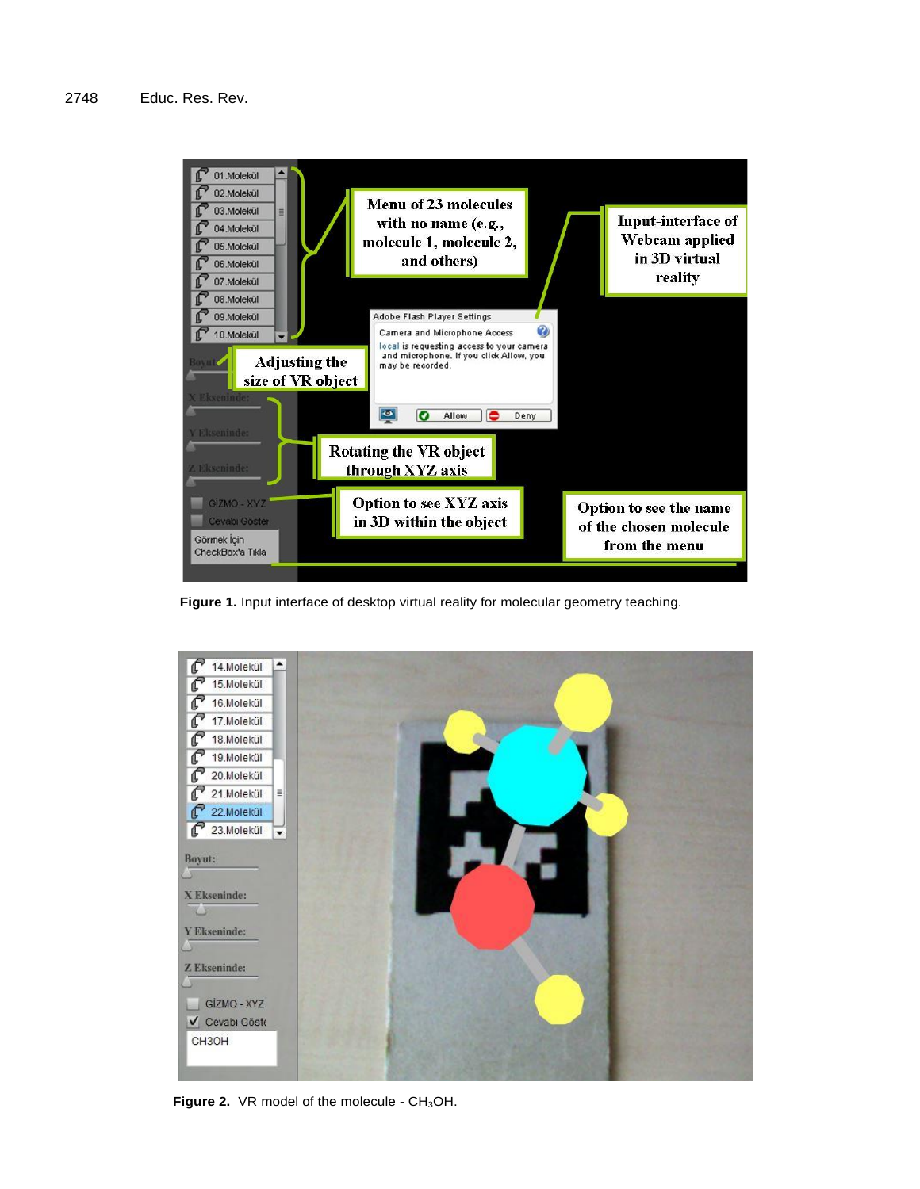Figure 1. Input interface of desktop virtual reality for molecular geometry teaching.

Figure 2. VR model of the molecule - $CH_3OH$.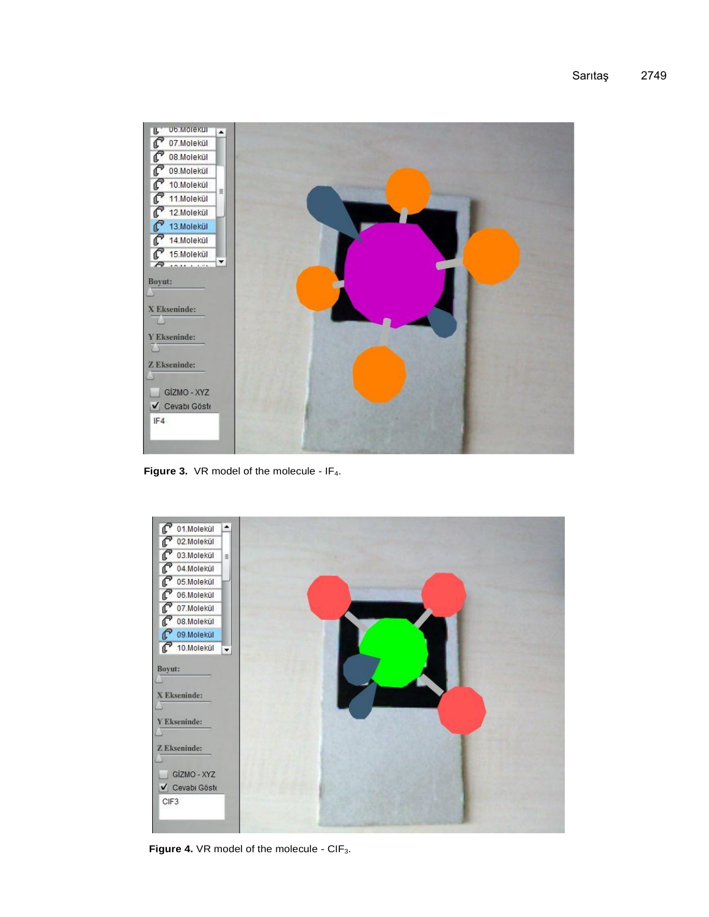**Figure 3.** VR model of the molecule - $IF_4$.

**Figure 4.** VR model of the molecule - $ClF_3$.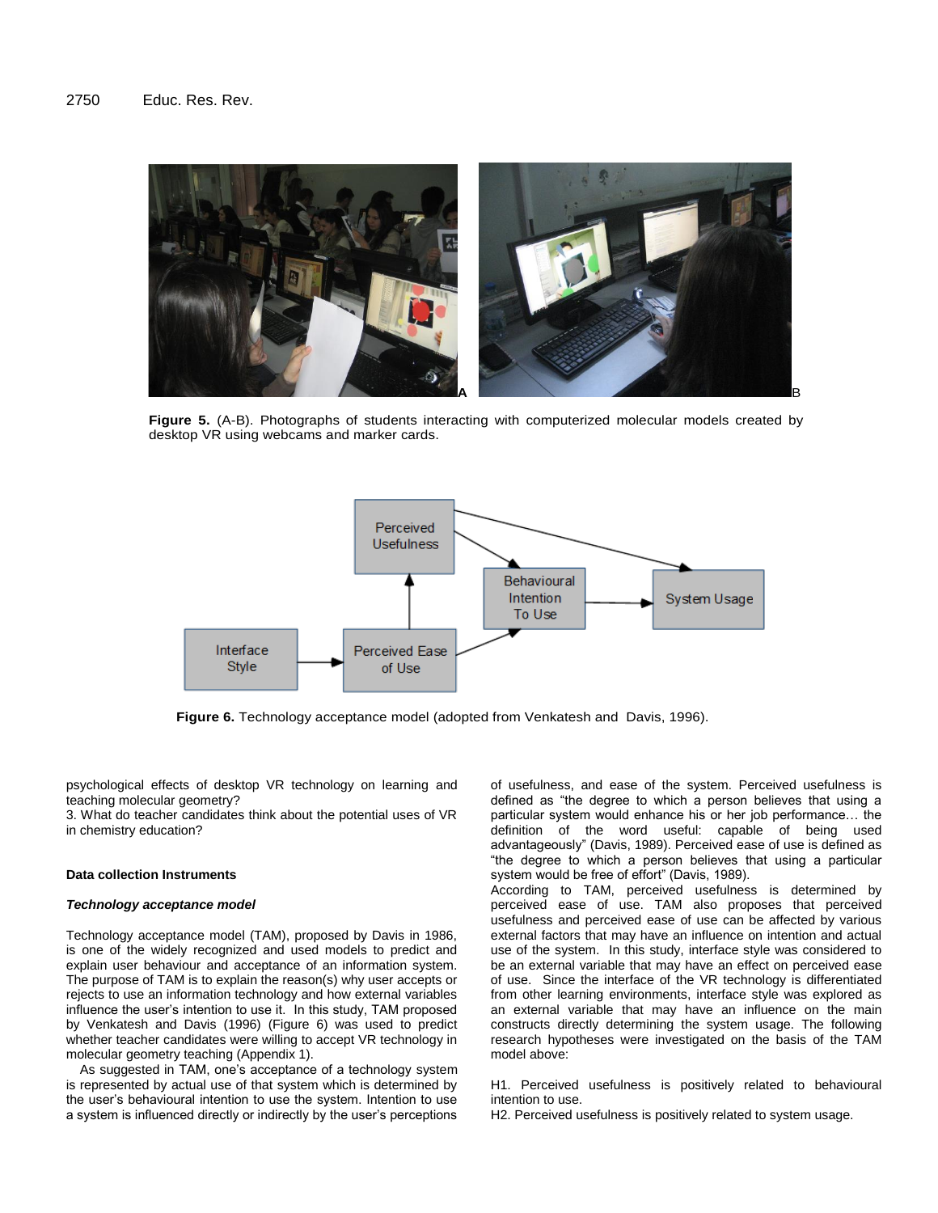Figure 5. (A-B). Photographs of students interacting with computerized molecular models created by desktop VR using webcams and marker cards.

Figure 6. Technology acceptance model (adopted from Venkatesh and Davis, 1996).

psychological effects of desktop VR technology on learning and teaching molecular geometry?

3. What do teacher candidates think about the potential uses of VR in chemistry education?

### Data collection Instruments

#### *Technology acceptance model*

Technology acceptance model (TAM), proposed by Davis in 1986, is one of the widely recognized and used models to predict and explain user behaviour and acceptance of an information system. The purpose of TAM is to explain the reason(s) why user accepts or rejects to use an information technology and how external variables influence the user's intention to use it. In this study, TAM proposed by Venkatesh and Davis (1996) (Figure 6) was used to predict whether teacher candidates were willing to accept VR technology in molecular geometry teaching (Appendix 1).

As suggested in TAM, one's acceptance of a technology system is represented by actual use of that system which is determined by the user's behavioural intention to use the system. Intention to use a system is influenced directly or indirectly by the user's perceptions of usefulness, and ease of the system. Perceived usefulness is defined as "the degree to which a person believes that using a particular system would enhance his or her job performance… the definition of the word useful: capable of being used advantageously" (Davis, 1989). Perceived ease of use is defined as "the degree to which a person believes that using a particular system would be free of effort" (Davis, 1989).

According to TAM, perceived usefulness is determined by perceived ease of use. TAM also proposes that perceived usefulness and perceived ease of use can be affected by various external factors that may have an influence on intention and actual use of the system. In this study, interface style was considered to be an external variable that may have an effect on perceived ease of use. Since the interface of the VR technology is differentiated from other learning environments, interface style was explored as an external variable that may have an influence on the main constructs directly determining the system usage. The following research hypotheses were investigated on the basis of the TAM model above:

H1. Perceived usefulness is positively related to behavioural intention to use.

H2. Perceived usefulness is positively related to system usage.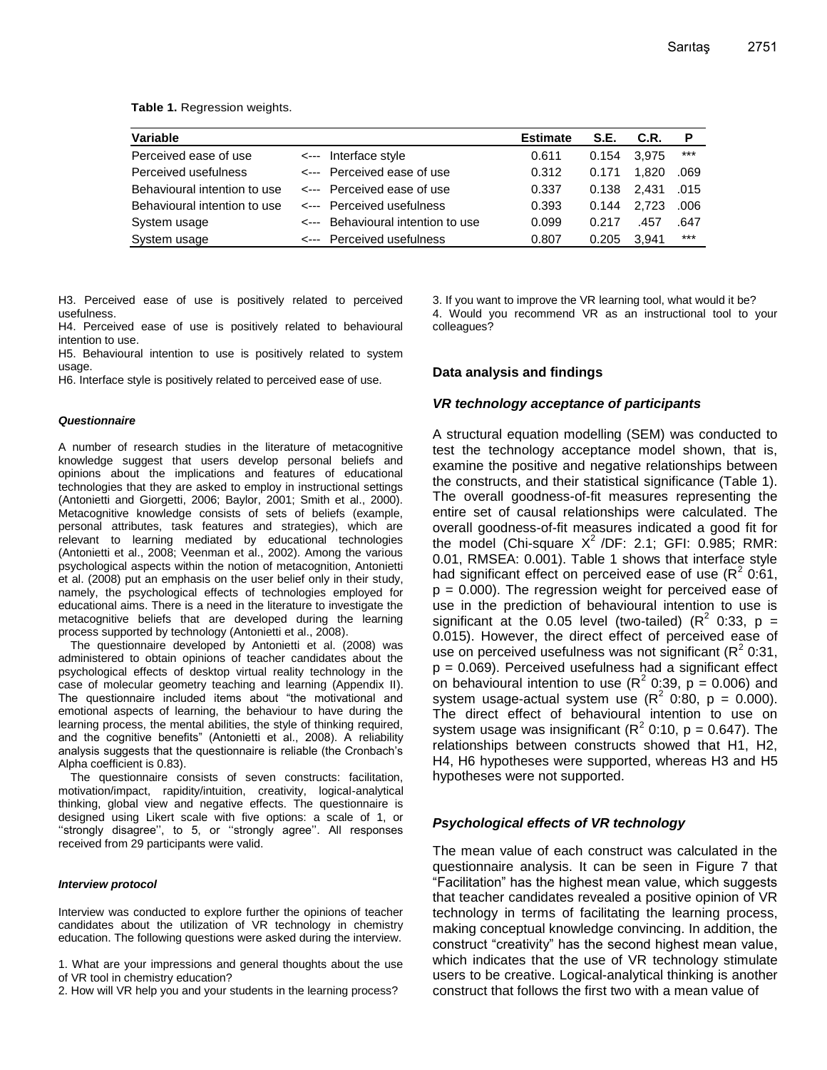**Table 1.** Regression weights.

| Variable | | | Estimate | S.E. | C.R. | P |
|---|---|---|---|---|---|---|
| Perceived ease of use | <--- | Interface style | 0.611 | 0.154 | 3,975 | *** |
| Perceived usefulness | <--- | Perceived ease of use | 0.312 | 0.171 | 1,820 | .069 |
| Behavioural intention to use | <--- | Perceived ease of use | 0.337 | 0.138 | 2,431 | .015 |
| Behavioural intention to use | <--- | Perceived usefulness | 0.393 | 0.144 | 2,723 | .006 |
| System usage | <--- | Behavioural intention to use | 0.099 | 0.217 | .457 | .647 |
| System usage | <--- | Perceived usefulness | 0.807 | 0.205 | 3,941 | *** |

H3. Perceived ease of use is positively related to perceived usefulness.
H4. Perceived ease of use is positively related to behavioural intention to use.
H5. Behavioural intention to use is positively related to system usage.
H6. Interface style is positively related to perceived ease of use.

#### *Questionnaire*

A number of research studies in the literature of metacognitive knowledge suggest that users develop personal beliefs and opinions about the implications and features of educational technologies that they are asked to employ in instructional settings (Antonietti and Giorgetti, 2006; Baylor, 2001; Smith et al., 2000). Metacognitive knowledge consists of sets of beliefs (example, personal attributes, task features and strategies), which are relevant to learning mediated by educational technologies (Antonietti et al., 2008; Veenman et al., 2002). Among the various psychological aspects within the notion of metacognition, Antonietti et al. (2008) put an emphasis on the user belief only in their study, namely, the psychological effects of technologies employed for educational aims. There is a need in the literature to investigate the metacognitive beliefs that are developed during the learning process supported by technology (Antonietti et al., 2008).

The questionnaire developed by Antonietti et al. (2008) was administered to obtain opinions of teacher candidates about the psychological effects of desktop virtual reality technology in the case of molecular geometry teaching and learning (Appendix II). The questionnaire included items about "the motivational and emotional aspects of learning, the behaviour to have during the learning process, the mental abilities, the style of thinking required, and the cognitive benefits" (Antonietti et al., 2008). A reliability analysis suggests that the questionnaire is reliable (the Cronbach's Alpha coefficient is 0.83).

The questionnaire consists of seven constructs: facilitation, motivation/impact, rapidity/intuition, creativity, logical-analytical thinking, global view and negative effects. The questionnaire is designed using Likert scale with five options: a scale of 1, or ''strongly disagree'', to 5, or ''strongly agree''. All responses received from 29 participants were valid.

#### *Interview protocol*

Interview was conducted to explore further the opinions of teacher candidates about the utilization of VR technology in chemistry education. The following questions were asked during the interview.

1. What are your impressions and general thoughts about the use of VR tool in chemistry education?
2. How will VR help you and your students in the learning process?
3. If you want to improve the VR learning tool, what would it be?
4. Would you recommend VR as an instructional tool to your colleagues?

### Data analysis and findings

#### *VR technology acceptance of participants*

A structural equation modelling (SEM) was conducted to test the technology acceptance model shown, that is, examine the positive and negative relationships between the constructs, and their statistical significance (Table 1). The overall goodness-of-fit measures representing the entire set of causal relationships were calculated. The overall goodness-of-fit measures indicated a good fit for the model (Chi-square $X^2$ /DF: 2.1; GFI: 0.985; RMR: 0.01, RMSEA: 0.001). Table 1 shows that interface style had significant effect on perceived ease of use ($R^2$ 0:61, $p = 0.000$). The regression weight for perceived ease of use in the prediction of behavioural intention to use is significant at the 0.05 level (two-tailed) ($R^2$ 0:33, $p = 0.015$). However, the direct effect of perceived ease of use on perceived usefulness was not significant ($R^2$ 0:31, $p = 0.069$). Perceived usefulness had a significant effect on behavioural intention to use ($R^2$ 0:39, $p = 0.006$) and system usage-actual system use ($R^2$ 0:80, $p = 0.000$). The direct effect of behavioural intention to use on system usage was insignificant ($R^2$ 0:10, $p = 0.647$). The relationships between constructs showed that H1, H2, H4, H6 hypotheses were supported, whereas H3 and H5 hypotheses were not supported.

#### *Psychological effects of VR technology*

The mean value of each construct was calculated in the questionnaire analysis. It can be seen in Figure 7 that "Facilitation" has the highest mean value, which suggests that teacher candidates revealed a positive opinion of VR technology in terms of facilitating the learning process, making conceptual knowledge convincing. In addition, the construct "creativity" has the second highest mean value, which indicates that the use of VR technology stimulate users to be creative. Logical-analytical thinking is another construct that follows the first two with a mean value of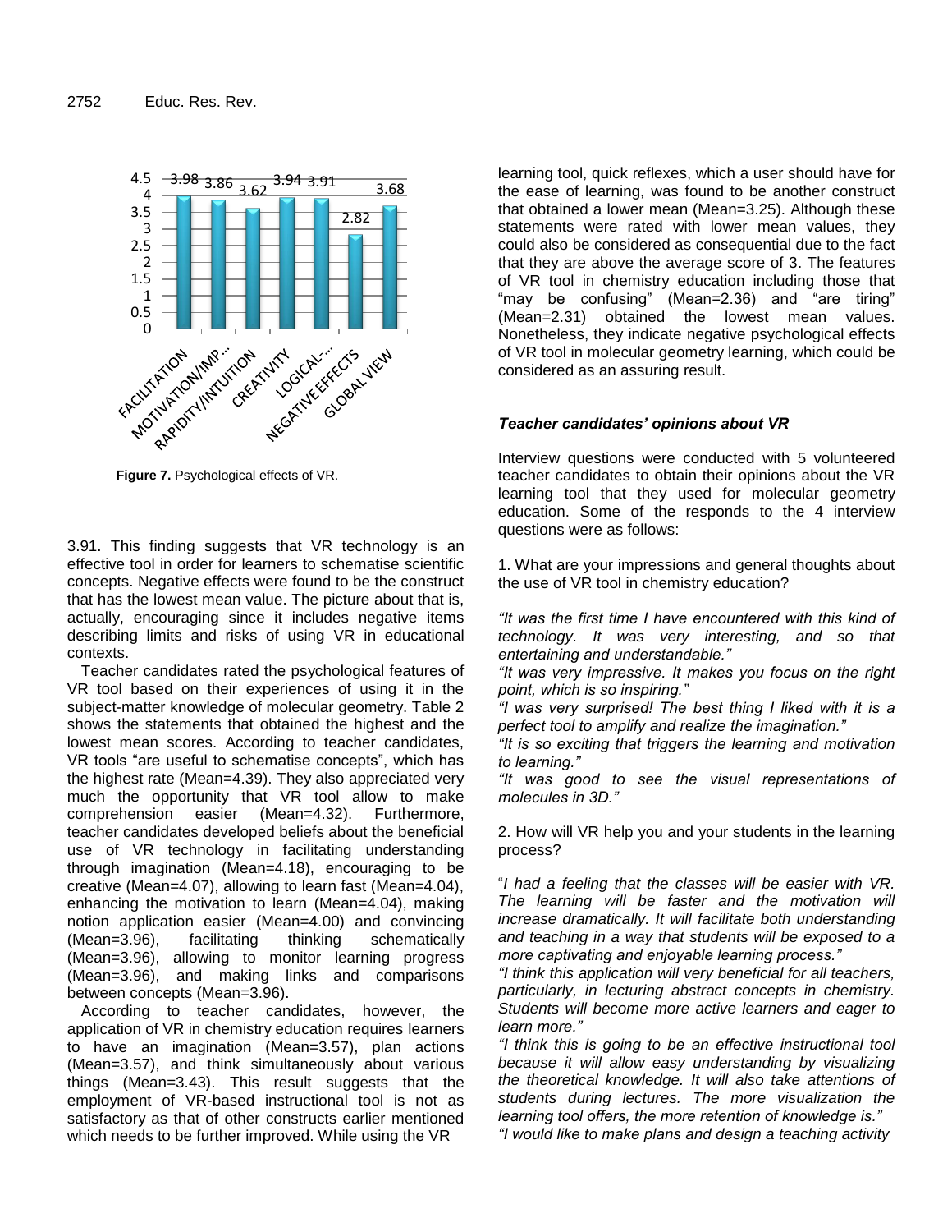Figure 7. Psychological effects of VR.

3.91. This finding suggests that VR technology is an effective tool in order for learners to schematise scientific concepts. Negative effects were found to be the construct that has the lowest mean value. The picture about that is, actually, encouraging since it includes negative items describing limits and risks of using VR in educational contexts.

Teacher candidates rated the psychological features of VR tool based on their experiences of using it in the subject-matter knowledge of molecular geometry. Table 2 shows the statements that obtained the highest and the lowest mean scores. According to teacher candidates, VR tools "are useful to schematise concepts", which has the highest rate (Mean=4.39). They also appreciated very much the opportunity that VR tool allow to make comprehension easier (Mean=4.32). Furthermore, teacher candidates developed beliefs about the beneficial use of VR technology in facilitating understanding through imagination (Mean=4.18), encouraging to be creative (Mean=4.07), allowing to learn fast (Mean=4.04), enhancing the motivation to learn (Mean=4.04), making notion application easier (Mean=4.00) and convincing (Mean=3.96), facilitating thinking schematically (Mean=3.96), allowing to monitor learning progress (Mean=3.96), and making links and comparisons between concepts (Mean=3.96).

According to teacher candidates, however, the application of VR in chemistry education requires learners to have an imagination (Mean=3.57), plan actions (Mean=3.57), and think simultaneously about various things (Mean=3.43). This result suggests that the employment of VR-based instructional tool is not as satisfactory as that of other constructs earlier mentioned which needs to be further improved. While using the VR learning tool, quick reflexes, which a user should have for the ease of learning, was found to be another construct that obtained a lower mean (Mean=3.25). Although these statements were rated with lower mean values, they could also be considered as consequential due to the fact that they are above the average score of 3. The features of VR tool in chemistry education including those that "may be confusing" (Mean=2.36) and "are tiring" (Mean=2.31) obtained the lowest mean values. Nonetheless, they indicate negative psychological effects of VR tool in molecular geometry learning, which could be considered as an assuring result.

### *Teacher candidates' opinions about VR*

Interview questions were conducted with 5 volunteered teacher candidates to obtain their opinions about the VR learning tool that they used for molecular geometry education. Some of the responds to the 4 interview questions were as follows:

1. What are your impressions and general thoughts about the use of VR tool in chemistry education?

*"It was the first time I have encountered with this kind of technology. It was very interesting, and so that entertaining and understandable."*

*"It was very impressive. It makes you focus on the right point, which is so inspiring."*

*"I was very surprised! The best thing I liked with it is a perfect tool to amplify and realize the imagination."*

*"It is so exciting that triggers the learning and motivation to learning."*

*"It was good to see the visual representations of molecules in 3D."*

2. How will VR help you and your students in the learning process?

"*I had a feeling that the classes will be easier with VR. The learning will be faster and the motivation will increase dramatically. It will facilitate both understanding and teaching in a way that students will be exposed to a more captivating and enjoyable learning process."*

*"I think this application will very beneficial for all teachers, particularly, in lecturing abstract concepts in chemistry. Students will become more active learners and eager to learn more."*

*"I think this is going to be an effective instructional tool because it will allow easy understanding by visualizing the theoretical knowledge. It will also take attentions of students during lectures. The more visualization the learning tool offers, the more retention of knowledge is."*

*"I would like to make plans and design a teaching activity*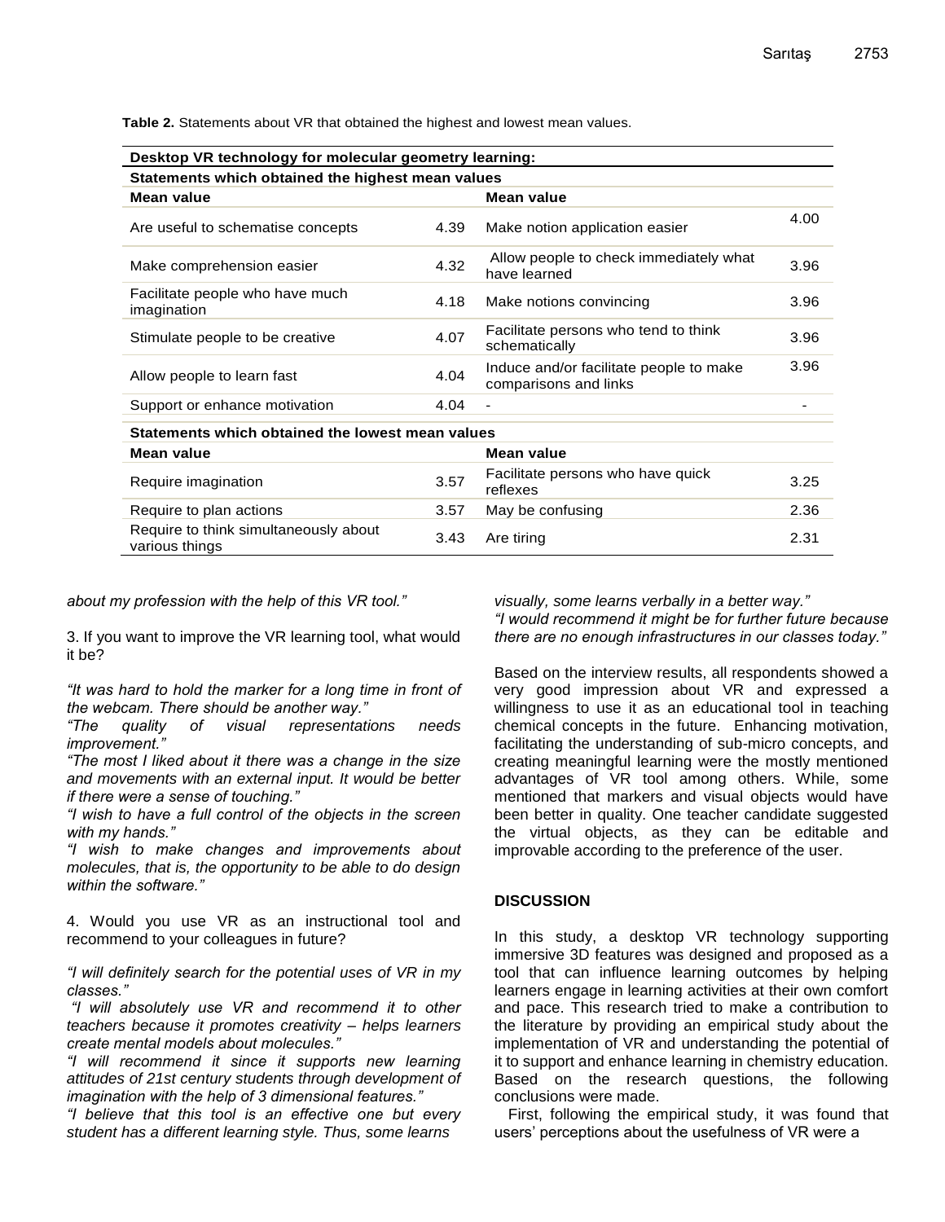**Table 2.** Statements about VR that obtained the highest and lowest mean values.

| Desktop VR technology for molecular geometry learning: | | | |
|---|---|---|---|
| **Statements which obtained the highest mean values** | | | |
| **Mean value** | | **Mean value** | |
| Are useful to schematise concepts | 4.39 | Make notion application easier | 4.00 |
| Make comprehension easier | 4.32 | Allow people to check immediately what have learned | 3.96 |
| Facilitate people who have much imagination | 4.18 | Make notions convincing | 3.96 |
| Stimulate people to be creative | 4.07 | Facilitate persons who tend to think schematically | 3.96 |
| Allow people to learn fast | 4.04 | Induce and/or facilitate people to make comparisons and links | 3.96 |
| Support or enhance motivation | 4.04 | - | - |
| **Statements which obtained the lowest mean values** | | | |
| **Mean value** | | **Mean value** | |
| Require imagination | 3.57 | Facilitate persons who have quick reflexes | 3.25 |
| Require to plan actions | 3.57 | May be confusing | 2.36 |
| Require to think simultaneously about various things | 3.43 | Are tiring | 2.31 |

*about my profession with the help of this VR tool."*

3. If you want to improve the VR learning tool, what would it be?

*"It was hard to hold the marker for a long time in front of the webcam. There should be another way."*
*"The quality of visual representations needs improvement."*
*"The most I liked about it there was a change in the size and movements with an external input. It would be better if there were a sense of touching."*
*"I wish to have a full control of the objects in the screen with my hands."*
*"I wish to make changes and improvements about molecules, that is, the opportunity to be able to do design within the software."*

4. Would you use VR as an instructional tool and recommend to your colleagues in future?

*"I will definitely search for the potential uses of VR in my classes."*
*"I will absolutely use VR and recommend it to other teachers because it promotes creativity – helps learners create mental models about molecules."*
*"I will recommend it since it supports new learning attitudes of 21st century students through development of imagination with the help of 3 dimensional features."*
*"I believe that this tool is an effective one but every student has a different learning style. Thus, some learns visually, some learns verbally in a better way."*
*"I would recommend it might be for further future because there are no enough infrastructures in our classes today."*

Based on the interview results, all respondents showed a very good impression about VR and expressed a willingness to use it as an educational tool in teaching chemical concepts in the future. Enhancing motivation, facilitating the understanding of sub-micro concepts, and creating meaningful learning were the mostly mentioned advantages of VR tool among others. While, some mentioned that markers and visual objects would have been better in quality. One teacher candidate suggested the virtual objects, as they can be editable and improvable according to the preference of the user.

## DISCUSSION

In this study, a desktop VR technology supporting immersive 3D features was designed and proposed as a tool that can influence learning outcomes by helping learners engage in learning activities at their own comfort and pace. This research tried to make a contribution to the literature by providing an empirical study about the implementation of VR and understanding the potential of it to support and enhance learning in chemistry education. Based on the research questions, the following conclusions were made.

First, following the empirical study, it was found that users' perceptions about the usefulness of VR were a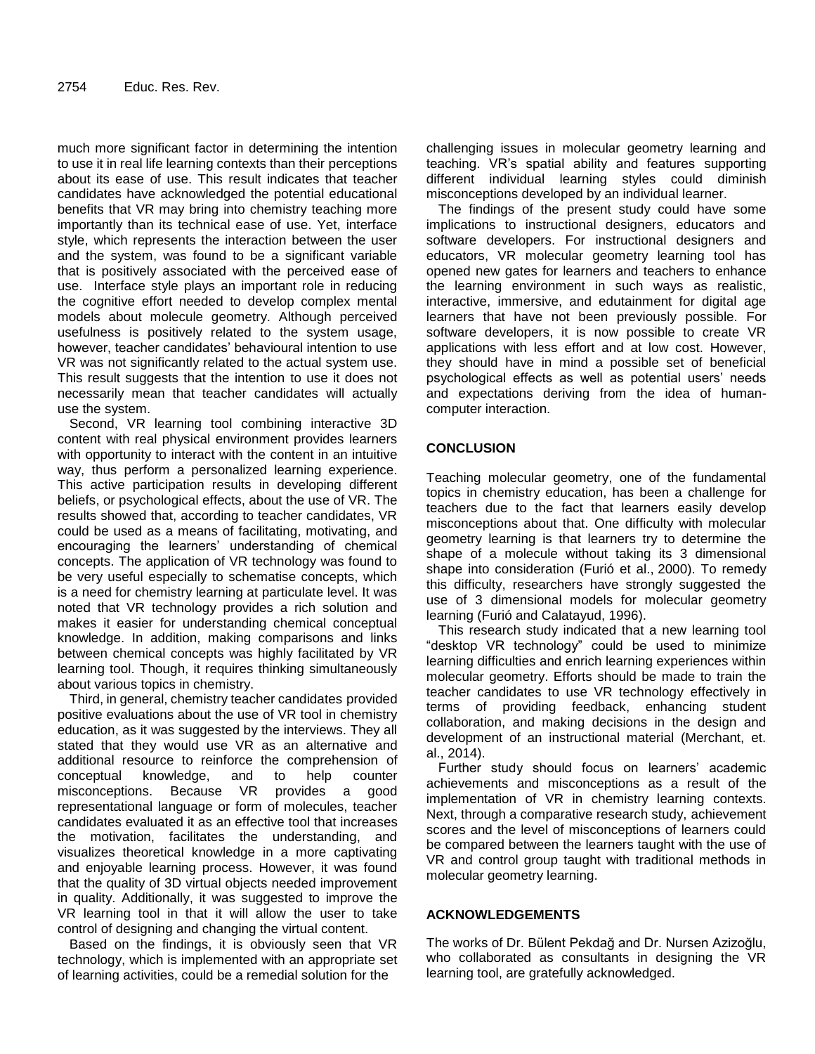much more significant factor in determining the intention to use it in real life learning contexts than their perceptions about its ease of use. This result indicates that teacher candidates have acknowledged the potential educational benefits that VR may bring into chemistry teaching more importantly than its technical ease of use. Yet, interface style, which represents the interaction between the user and the system, was found to be a significant variable that is positively associated with the perceived ease of use. Interface style plays an important role in reducing the cognitive effort needed to develop complex mental models about molecule geometry. Although perceived usefulness is positively related to the system usage, however, teacher candidates' behavioural intention to use VR was not significantly related to the actual system use. This result suggests that the intention to use it does not necessarily mean that teacher candidates will actually use the system.

Second, VR learning tool combining interactive 3D content with real physical environment provides learners with opportunity to interact with the content in an intuitive way, thus perform a personalized learning experience. This active participation results in developing different beliefs, or psychological effects, about the use of VR. The results showed that, according to teacher candidates, VR could be used as a means of facilitating, motivating, and encouraging the learners' understanding of chemical concepts. The application of VR technology was found to be very useful especially to schematise concepts, which is a need for chemistry learning at particulate level. It was noted that VR technology provides a rich solution and makes it easier for understanding chemical conceptual knowledge. In addition, making comparisons and links between chemical concepts was highly facilitated by VR learning tool. Though, it requires thinking simultaneously about various topics in chemistry.

Third, in general, chemistry teacher candidates provided positive evaluations about the use of VR tool in chemistry education, as it was suggested by the interviews. They all stated that they would use VR as an alternative and additional resource to reinforce the comprehension of conceptual knowledge, and to help counter misconceptions. Because VR provides a good representational language or form of molecules, teacher candidates evaluated it as an effective tool that increases the motivation, facilitates the understanding, and visualizes theoretical knowledge in a more captivating and enjoyable learning process. However, it was found that the quality of 3D virtual objects needed improvement in quality. Additionally, it was suggested to improve the VR learning tool in that it will allow the user to take control of designing and changing the virtual content.

Based on the findings, it is obviously seen that VR technology, which is implemented with an appropriate set of learning activities, could be a remedial solution for the challenging issues in molecular geometry learning and teaching. VR's spatial ability and features supporting different individual learning styles could diminish misconceptions developed by an individual learner.

The findings of the present study could have some implications to instructional designers, educators and software developers. For instructional designers and educators, VR molecular geometry learning tool has opened new gates for learners and teachers to enhance the learning environment in such ways as realistic, interactive, immersive, and edutainment for digital age learners that have not been previously possible. For software developers, it is now possible to create VR applications with less effort and at low cost. However, they should have in mind a possible set of beneficial psychological effects as well as potential users' needs and expectations deriving from the idea of human-computer interaction.

## CONCLUSION

Teaching molecular geometry, one of the fundamental topics in chemistry education, has been a challenge for teachers due to the fact that learners easily develop misconceptions about that. One difficulty with molecular geometry learning is that learners try to determine the shape of a molecule without taking its 3 dimensional shape into consideration (Furió et al., 2000). To remedy this difficulty, researchers have strongly suggested the use of 3 dimensional models for molecular geometry learning (Furió and Calatayud, 1996).

This research study indicated that a new learning tool "desktop VR technology" could be used to minimize learning difficulties and enrich learning experiences within molecular geometry. Efforts should be made to train the teacher candidates to use VR technology effectively in terms of providing feedback, enhancing student collaboration, and making decisions in the design and development of an instructional material (Merchant, et. al., 2014).

Further study should focus on learners' academic achievements and misconceptions as a result of the implementation of VR in chemistry learning contexts. Next, through a comparative research study, achievement scores and the level of misconceptions of learners could be compared between the learners taught with the use of VR and control group taught with traditional methods in molecular geometry learning.

## ACKNOWLEDGEMENTS

The works of Dr. Bülent Pekdağ and Dr. Nursen Azizoğlu, who collaborated as consultants in designing the VR learning tool, are gratefully acknowledged.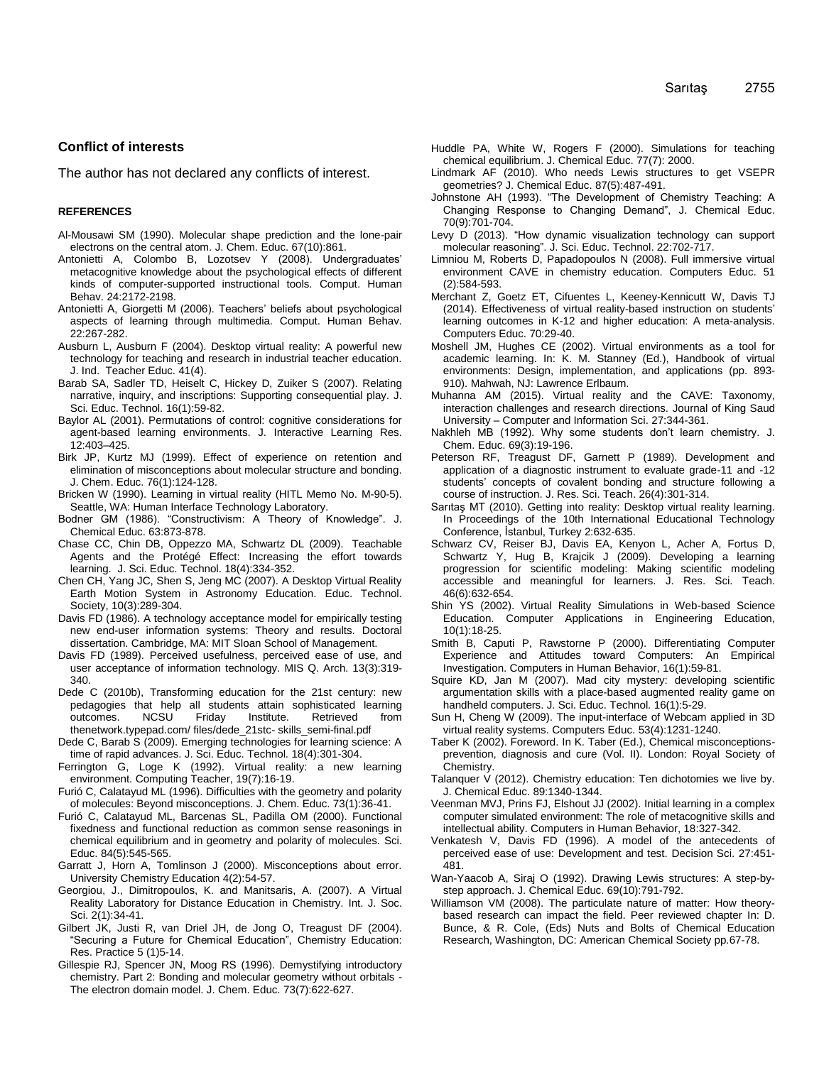## Conflict of interests

The author has not declared any conflicts of interest.

### REFERENCES

Al-Mousawi SM (1990). Molecular shape prediction and the lone-pair electrons on the central atom. J. Chem. Educ. 67(10):861.

Antonietti A, Colombo B, Lozotsev Y (2008). Undergraduates' metacognitive knowledge about the psychological effects of different kinds of computer-supported instructional tools. Comput. Human Behav. 24:2172-2198.

Antonietti A, Giorgetti M (2006). Teachers' beliefs about psychological aspects of learning through multimedia. Comput. Human Behav. 22:267-282.

Ausburn L, Ausburn F (2004). Desktop virtual reality: A powerful new technology for teaching and research in industrial teacher education. J. Ind. Teacher Educ. 41(4).

Barab SA, Sadler TD, Heiselt C, Hickey D, Zuiker S (2007). Relating narrative, inquiry, and inscriptions: Supporting consequential play. J. Sci. Educ. Technol. 16(1):59-82.

Baylor AL (2001). Permutations of control: cognitive considerations for agent-based learning environments. J. Interactive Learning Res. 12:403–425.

Birk JP, Kurtz MJ (1999). Effect of experience on retention and elimination of misconceptions about molecular structure and bonding. J. Chem. Educ. 76(1):124-128.

Bricken W (1990). Learning in virtual reality (HITL Memo No. M-90-5). Seattle, WA: Human Interface Technology Laboratory.

Bodner GM (1986). "Constructivism: A Theory of Knowledge". J. Chemical Educ. 63:873-878.

Chase CC, Chin DB, Oppezzo MA, Schwartz DL (2009). Teachable Agents and the Protégé Effect: Increasing the effort towards learning. J. Sci. Educ. Technol. 18(4):334-352.

Chen CH, Yang JC, Shen S, Jeng MC (2007). A Desktop Virtual Reality Earth Motion System in Astronomy Education. Educ. Technol. Society, 10(3):289-304.

Davis FD (1986). A technology acceptance model for empirically testing new end-user information systems: Theory and results. Doctoral dissertation. Cambridge, MA: MIT Sloan School of Management.

Davis FD (1989). Perceived usefulness, perceived ease of use, and user acceptance of information technology. MIS Q. Arch. 13(3):319-340.

Dede C (2010b), Transforming education for the 21st century: new pedagogies that help all students attain sophisticated learning outcomes. NCSU Friday Institute. Retrieved from thenetwork.typepad.com/ files/dede_21stc- skills_semi-final.pdf

Dede C, Barab S (2009). Emerging technologies for learning science: A time of rapid advances. J. Sci. Educ. Technol. 18(4):301-304.

Ferrington G, Loge K (1992). Virtual reality: a new learning environment. Computing Teacher, 19(7):16-19.

Furió C, Calatayud ML (1996). Difficulties with the geometry and polarity of molecules: Beyond misconceptions. J. Chem. Educ. 73(1):36-41.

Furió C, Calatayud ML, Barcenas SL, Padilla OM (2000). Functional fixedness and functional reduction as common sense reasonings in chemical equilibrium and in geometry and polarity of molecules. Sci. Educ. 84(5):545-565.

Garratt J, Horn A, Tomlinson J (2000). Misconceptions about error. University Chemistry Education 4(2):54-57.

Georgiou, J., Dimitropoulos, K. and Manitsaris, A. (2007). A Virtual Reality Laboratory for Distance Education in Chemistry. Int. J. Soc. Sci. 2(1):34-41.

Gilbert JK, Justi R, van Driel JH, de Jong O, Treagust DF (2004). "Securing a Future for Chemical Education", Chemistry Education: Res. Practice 5 (1)5-14.

Gillespie RJ, Spencer JN, Moog RS (1996). Demystifying introductory chemistry. Part 2: Bonding and molecular geometry without orbitals - The electron domain model. J. Chem. Educ. 73(7):622-627.

Huddle PA, White W, Rogers F (2000). Simulations for teaching chemical equilibrium. J. Chemical Educ. 77(7): 2000.

Lindmark AF (2010). Who needs Lewis structures to get VSEPR geometries? J. Chemical Educ. 87(5):487-491.

Johnstone AH (1993). "The Development of Chemistry Teaching: A Changing Response to Changing Demand", J. Chemical Educ. 70(9):701-704.

Levy D (2013). "How dynamic visualization technology can support molecular reasoning". J. Sci. Educ. Technol. 22:702-717.

Limniou M, Roberts D, Papadopoulos N (2008). Full immersive virtual environment CAVE in chemistry education. Computers Educ. 51 (2):584-593.

Merchant Z, Goetz ET, Cifuentes L, Keeney-Kennicutt W, Davis TJ (2014). Effectiveness of virtual reality-based instruction on students' learning outcomes in K-12 and higher education: A meta-analysis. Computers Educ. 70:29-40.

Moshell JM, Hughes CE (2002). Virtual environments as a tool for academic learning. In: K. M. Stanney (Ed.), Handbook of virtual environments: Design, implementation, and applications (pp. 893-910). Mahwah, NJ: Lawrence Erlbaum.

Muhanna AM (2015). Virtual reality and the CAVE: Taxonomy, interaction challenges and research directions. Journal of King Saud University – Computer and Information Sci. 27:344-361.

Nakhleh MB (1992). Why some students don't learn chemistry. J. Chem. Educ. 69(3):19-196.

Peterson RF, Treagust DF, Garnett P (1989). Development and application of a diagnostic instrument to evaluate grade-11 and -12 students' concepts of covalent bonding and structure following a course of instruction. J. Res. Sci. Teach. 26(4):301-314.

Sarıtaş MT (2010). Getting into reality: Desktop virtual reality learning. In Proceedings of the 10th International Educational Technology Conference, İstanbul, Turkey 2:632-635.

Schwarz CV, Reiser BJ, Davis EA, Kenyon L, Acher A, Fortus D, Schwartz Y, Hug B, Krajcik J (2009). Developing a learning progression for scientific modeling: Making scientific modeling accessible and meaningful for learners. J. Res. Sci. Teach. 46(6):632-654.

Shin YS (2002). Virtual Reality Simulations in Web-based Science Education. Computer Applications in Engineering Education, 10(1):18-25.

Smith B, Caputi P, Rawstorne P (2000). Differentiating Computer Experience and Attitudes toward Computers: An Empirical Investigation. Computers in Human Behavior, 16(1):59-81.

Squire KD, Jan M (2007). Mad city mystery: developing scientific argumentation skills with a place-based augmented reality game on handheld computers. J. Sci. Educ. Technol. 16(1):5-29.

Sun H, Cheng W (2009). The input-interface of Webcam applied in 3D virtual reality systems. Computers Educ. 53(4):1231-1240.

Taber K (2002). Foreword. In K. Taber (Ed.), Chemical misconceptions-prevention, diagnosis and cure (Vol. II). London: Royal Society of Chemistry.

Talanquer V (2012). Chemistry education: Ten dichotomies we live by. J. Chemical Educ. 89:1340-1344.

Veenman MVJ, Prins FJ, Elshout JJ (2002). Initial learning in a complex computer simulated environment: The role of metacognitive skills and intellectual ability. Computers in Human Behavior, 18:327-342.

Venkatesh V, Davis FD (1996). A model of the antecedents of perceived ease of use: Development and test. Decision Sci. 27:451-481.

Wan-Yaacob A, Siraj O (1992). Drawing Lewis structures: A step-by-step approach. J. Chemical Educ. 69(10):791-792.

Williamson VM (2008). The particulate nature of matter: How theory-based research can impact the field. Peer reviewed chapter In: D. Bunce, & R. Cole, (Eds) Nuts and Bolts of Chemical Education Research, Washington, DC: American Chemical Society pp.67-78.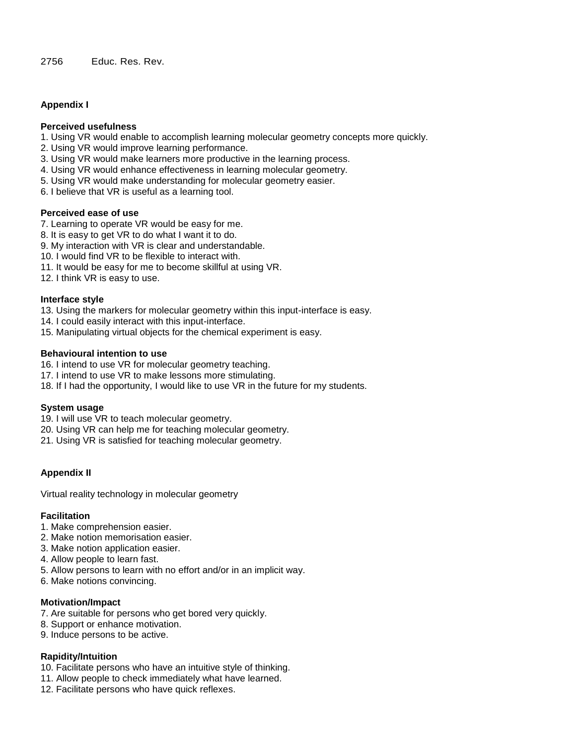## Appendix I

### Perceived usefulness

1. Using VR would enable to accomplish learning molecular geometry concepts more quickly.
2. Using VR would improve learning performance.
3. Using VR would make learners more productive in the learning process.
4. Using VR would enhance effectiveness in learning molecular geometry.
5. Using VR would make understanding for molecular geometry easier.
6. I believe that VR is useful as a learning tool.

### Perceived ease of use

7. Learning to operate VR would be easy for me.
8. It is easy to get VR to do what I want it to do.
9. My interaction with VR is clear and understandable.
10. I would find VR to be flexible to interact with.
11. It would be easy for me to become skillful at using VR.
12. I think VR is easy to use.

### Interface style

13. Using the markers for molecular geometry within this input-interface is easy.
14. I could easily interact with this input-interface.
15. Manipulating virtual objects for the chemical experiment is easy.

### Behavioural intention to use

16. I intend to use VR for molecular geometry teaching.
17. I intend to use VR to make lessons more stimulating.
18. If I had the opportunity, I would like to use VR in the future for my students.

### System usage

19. I will use VR to teach molecular geometry.
20. Using VR can help me for teaching molecular geometry.
21. Using VR is satisfied for teaching molecular geometry.

## Appendix II

Virtual reality technology in molecular geometry

### Facilitation

1. Make comprehension easier.
2. Make notion memorisation easier.
3. Make notion application easier.
4. Allow people to learn fast.
5. Allow persons to learn with no effort and/or in an implicit way.
6. Make notions convincing.

### Motivation/Impact

7. Are suitable for persons who get bored very quickly.
8. Support or enhance motivation.
9. Induce persons to be active.

### Rapidity/Intuition

10. Facilitate persons who have an intuitive style of thinking.
11. Allow people to check immediately what have learned.
12. Facilitate persons who have quick reflexes.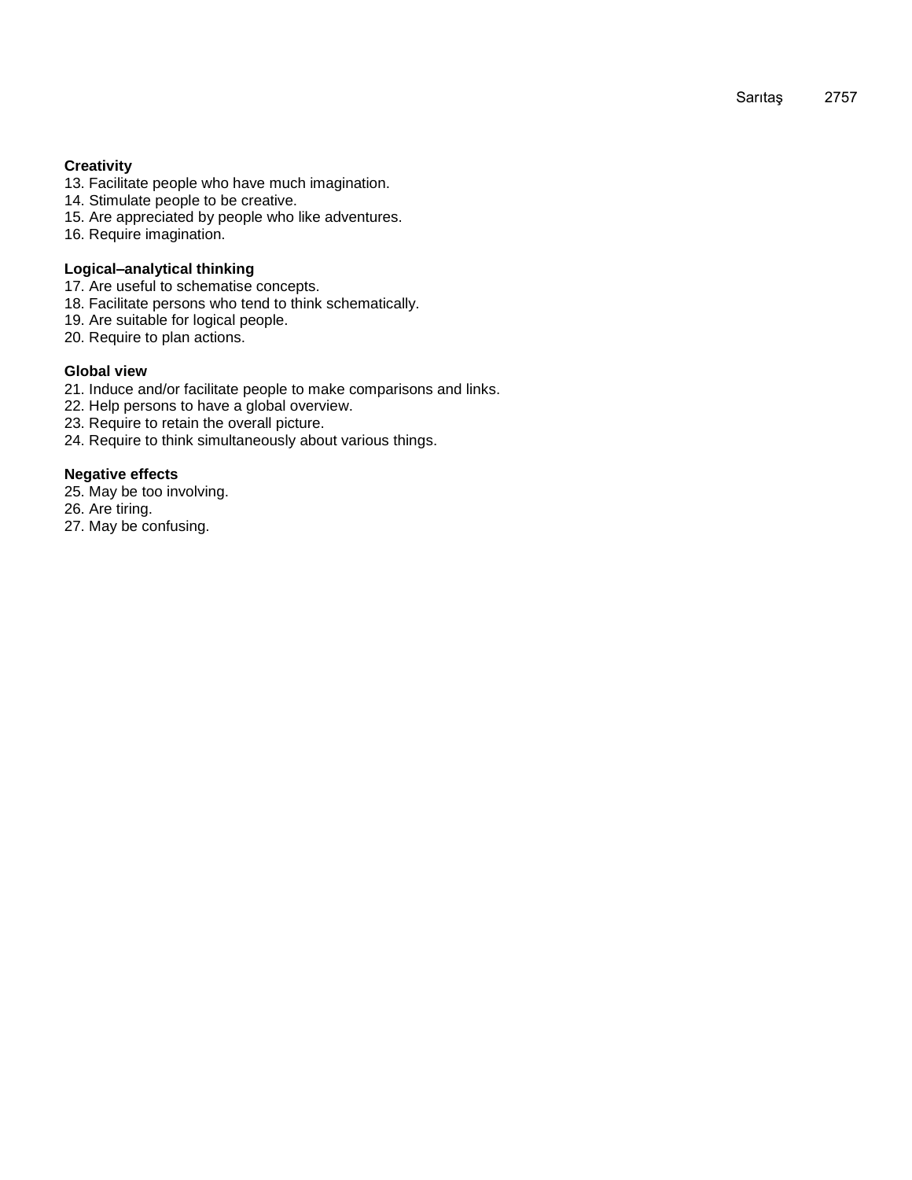**Creativity**

13. Facilitate people who have much imagination.
14. Stimulate people to be creative.
15. Are appreciated by people who like adventures.
16. Require imagination.

**Logical–analytical thinking**

17. Are useful to schematise concepts.
18. Facilitate persons who tend to think schematically.
19. Are suitable for logical people.
20. Require to plan actions.

**Global view**

21. Induce and/or facilitate people to make comparisons and links.
22. Help persons to have a global overview.
23. Require to retain the overall picture.
24. Require to think simultaneously about various things.

**Negative effects**

25. May be too involving.
26. Are tiring.
27. May be confusing.